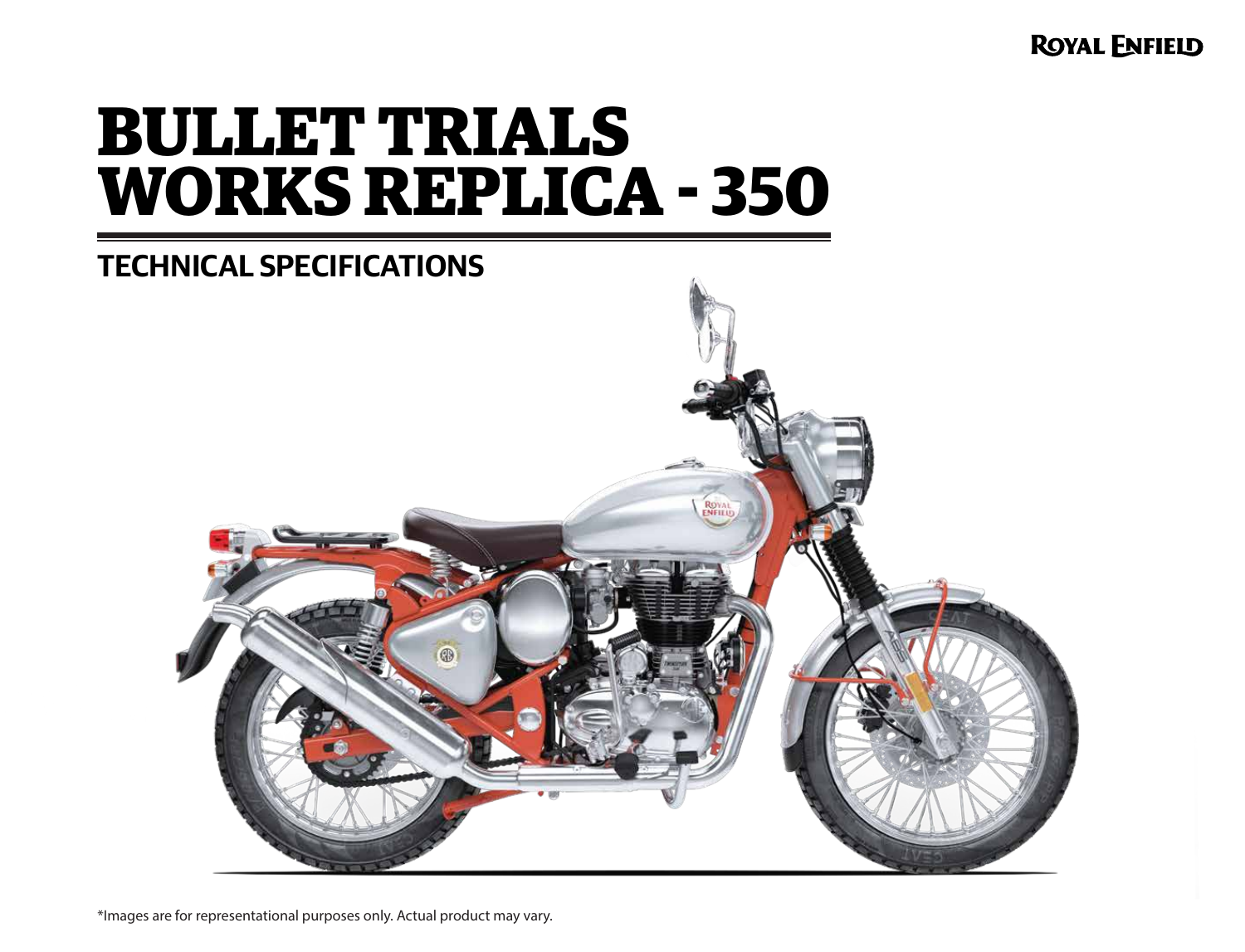ROYAL ENFIELD

# BULLET TRIALS WORKS REPLICA - 350

## TECHNICAL SPECIFICATIONS

*Images are for representational purposes only. Actual product may vary.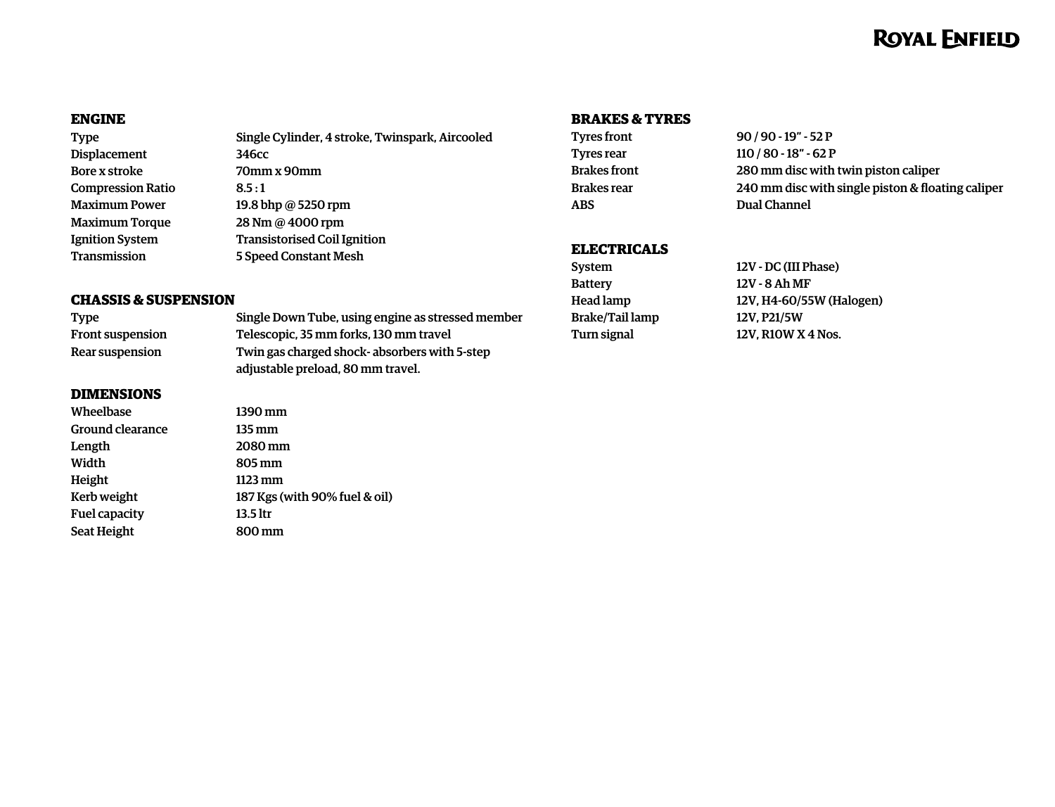## ENGINE

| | |
|---|---|
| Type | Single Cylinder, 4 stroke, Twinspark, Aircooled |
| Displacement | 346cc |
| Bore x stroke | 70mm x 90mm |
| Compression Ratio | 8.5 : 1 |
| Maximum Power | 19.8 bhp @ 5250 rpm |
| Maximum Torque | 28 Nm @ 4000 rpm |
| Ignition System | Transistorised Coil Ignition |
| Transmission | 5 Speed Constant Mesh |

## CHASSIS & SUSPENSION

| | |
|---|---|
| Type | Single Down Tube, using engine as stressed member |
| Front suspension | Telescopic, 35 mm forks, 130 mm travel |
| Rear suspension | Twin gas charged shock- absorbers with 5-step adjustable preload, 80 mm travel. |

## DIMENSIONS

| | |
|---|---|
| Wheelbase | 1390 mm |
| Ground clearance | 135 mm |
| Length | 2080 mm |
| Width | 805 mm |
| Height | 1123 mm |
| Kerb weight | 187 Kgs (with 90% fuel & oil) |
| Fuel capacity | 13.5 ltr |
| Seat Height | 800 mm |

## BRAKES & TYRES

| | |
|---|---|
| Tyres front | 90 / 90 - 19" - 52 P |
| Tyres rear | 110 / 80 - 18" - 62 P |
| Brakes front | 280 mm disc with twin piston caliper |
| Brakes rear | 240 mm disc with single piston & floating caliper |
| ABS | Dual Channel |

## ELECTRICALS

| | |
|---|---|
| System | 12V - DC (III Phase) |
| Battery | 12V - 8 Ah MF |
| Head lamp | 12V, H4-60/55W (Halogen) |
| Brake/Tail lamp | 12V, P21/5W |
| Turn signal | 12V, R10W X 4 Nos. |